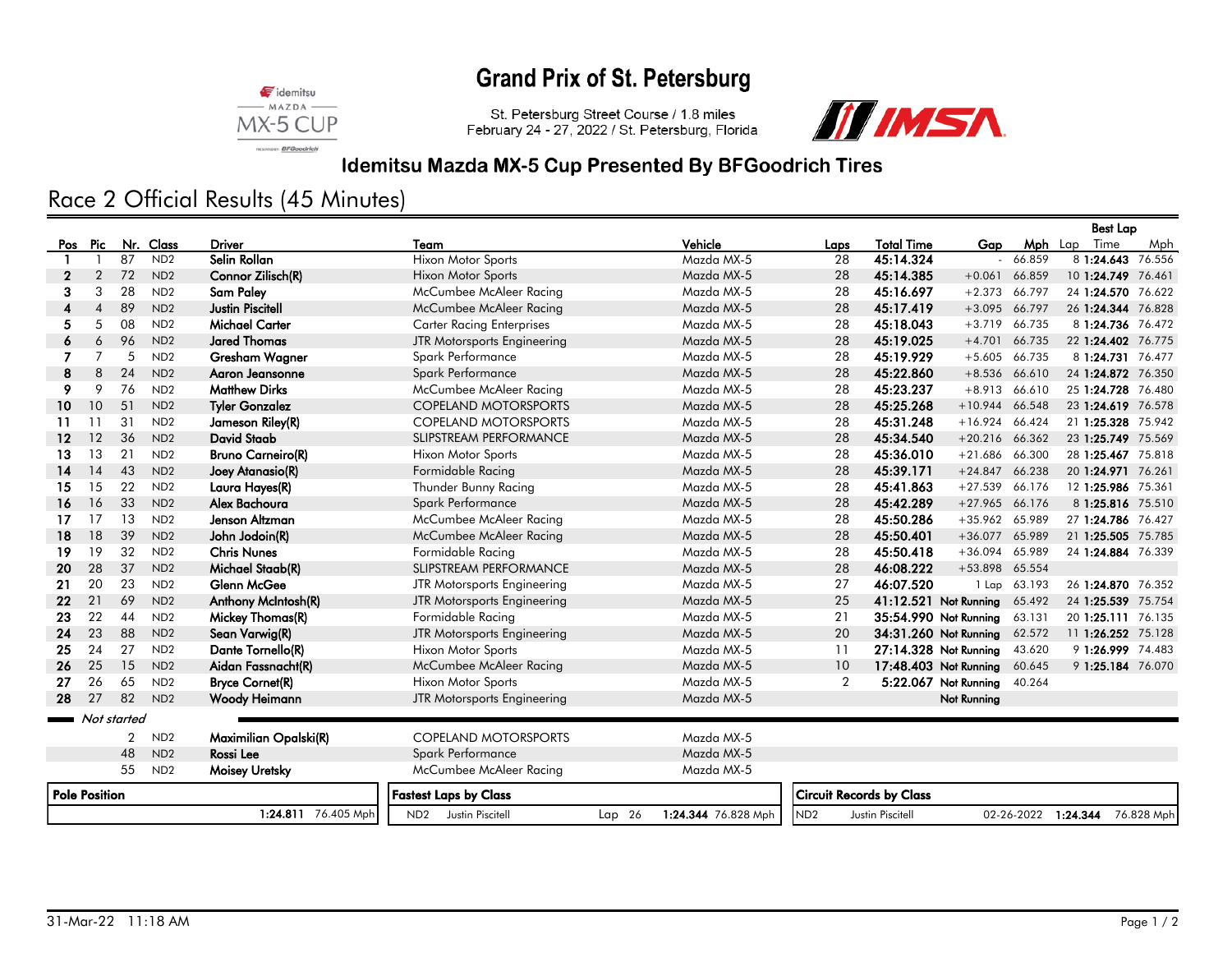# Grand Prix of St. Petersburg

St. Petersburg Street Course / 1.8 miles
February 24 - 27, 2022 / St. Petersburg, Florida

## Idemitsu Mazda MX-5 Cup Presented By BFGoodrich Tires

## Race 2 Official Results (45 Minutes)

| Pos | Pic | Nr. | Class | Driver | Team | Vehicle | Laps | Total Time | Gap | Mph | Best Lap Lap | Best Lap Time | Best Lap Mph |
|---|---|---|---|---|---|---|---|---|---|---|---|---|---|
| 1 | 1 | 87 | ND2 | Selin Rollan | Hixon Motor Sports | Mazda MX-5 | 28 | 45:14.324 | - | 66.859 | 8 | 1:24.643 | 76.556 |
| 2 | 2 | 72 | ND2 | Connor Zilisch(R) | Hixon Motor Sports | Mazda MX-5 | 28 | 45:14.385 | +0.061 | 66.859 | 10 | 1:24.749 | 76.461 |
| 3 | 3 | 28 | ND2 | Sam Paley | McCumbee McAleer Racing | Mazda MX-5 | 28 | 45:16.697 | +2.373 | 66.797 | 24 | 1:24.570 | 76.622 |
| 4 | 4 | 89 | ND2 | Justin Piscitell | McCumbee McAleer Racing | Mazda MX-5 | 28 | 45:17.419 | +3.095 | 66.797 | 26 | 1:24.344 | 76.828 |
| 5 | 5 | 08 | ND2 | Michael Carter | Carter Racing Enterprises | Mazda MX-5 | 28 | 45:18.043 | +3.719 | 66.735 | 8 | 1:24.736 | 76.472 |
| 6 | 6 | 96 | ND2 | Jared Thomas | JTR Motorsports Engineering | Mazda MX-5 | 28 | 45:19.025 | +4.701 | 66.735 | 22 | 1:24.402 | 76.775 |
| 7 | 7 | 5 | ND2 | Gresham Wagner | Spark Performance | Mazda MX-5 | 28 | 45:19.929 | +5.605 | 66.735 | 8 | 1:24.731 | 76.477 |
| 8 | 8 | 24 | ND2 | Aaron Jeansonne | Spark Performance | Mazda MX-5 | 28 | 45:22.860 | +8.536 | 66.610 | 24 | 1:24.872 | 76.350 |
| 9 | 9 | 76 | ND2 | Matthew Dirks | McCumbee McAleer Racing | Mazda MX-5 | 28 | 45:23.237 | +8.913 | 66.610 | 25 | 1:24.728 | 76.480 |
| 10 | 10 | 51 | ND2 | Tyler Gonzalez | COPELAND MOTORSPORTS | Mazda MX-5 | 28 | 45:25.268 | +10.944 | 66.548 | 23 | 1:24.619 | 76.578 |
| 11 | 11 | 31 | ND2 | Jameson Riley(R) | COPELAND MOTORSPORTS | Mazda MX-5 | 28 | 45:31.248 | +16.924 | 66.424 | 21 | 1:25.328 | 75.942 |
| 12 | 12 | 36 | ND2 | David Staab | SLIPSTREAM PERFORMANCE | Mazda MX-5 | 28 | 45:34.540 | +20.216 | 66.362 | 23 | 1:25.749 | 75.569 |
| 13 | 13 | 21 | ND2 | Bruno Carneiro(R) | Hixon Motor Sports | Mazda MX-5 | 28 | 45:36.010 | +21.686 | 66.300 | 28 | 1:25.467 | 75.818 |
| 14 | 14 | 43 | ND2 | Joey Atanasio(R) | Formidable Racing | Mazda MX-5 | 28 | 45:39.171 | +24.847 | 66.238 | 20 | 1:24.971 | 76.261 |
| 15 | 15 | 22 | ND2 | Laura Hayes(R) | Thunder Bunny Racing | Mazda MX-5 | 28 | 45:41.863 | +27.539 | 66.176 | 12 | 1:25.986 | 75.361 |
| 16 | 16 | 33 | ND2 | Alex Bachoura | Spark Performance | Mazda MX-5 | 28 | 45:42.289 | +27.965 | 66.176 | 8 | 1:25.816 | 75.510 |
| 17 | 17 | 13 | ND2 | Jenson Altzman | McCumbee McAleer Racing | Mazda MX-5 | 28 | 45:50.286 | +35.962 | 65.989 | 27 | 1:24.786 | 76.427 |
| 18 | 18 | 39 | ND2 | John Jodoin(R) | McCumbee McAleer Racing | Mazda MX-5 | 28 | 45:50.401 | +36.077 | 65.989 | 21 | 1:25.505 | 75.785 |
| 19 | 19 | 32 | ND2 | Chris Nunes | Formidable Racing | Mazda MX-5 | 28 | 45:50.418 | +36.094 | 65.989 | 24 | 1:24.884 | 76.339 |
| 20 | 28 | 37 | ND2 | Michael Staab(R) | SLIPSTREAM PERFORMANCE | Mazda MX-5 | 28 | 46:08.222 | +53.898 | 65.554 | | | |
| 21 | 20 | 23 | ND2 | Glenn McGee | JTR Motorsports Engineering | Mazda MX-5 | 27 | 46:07.520 | 1 Lap | 63.193 | 26 | 1:24.870 | 76.352 |
| 22 | 21 | 69 | ND2 | Anthony McIntosh(R) | JTR Motorsports Engineering | Mazda MX-5 | 25 | 41:12.521 | Not Running | 65.492 | 24 | 1:25.539 | 75.754 |
| 23 | 22 | 44 | ND2 | Mickey Thomas(R) | Formidable Racing | Mazda MX-5 | 21 | 35:54.990 | Not Running | 63.131 | 20 | 1:25.111 | 76.135 |
| 24 | 23 | 88 | ND2 | Sean Varwig(R) | JTR Motorsports Engineering | Mazda MX-5 | 20 | 34:31.260 | Not Running | 62.572 | 11 | 1:26.252 | 75.128 |
| 25 | 24 | 27 | ND2 | Dante Tornello(R) | Hixon Motor Sports | Mazda MX-5 | 11 | 27:14.328 | Not Running | 43.620 | 9 | 1:26.999 | 74.483 |
| 26 | 25 | 15 | ND2 | Aidan Fassnacht(R) | McCumbee McAleer Racing | Mazda MX-5 | 10 | 17:48.403 | Not Running | 60.645 | 9 | 1:25.184 | 76.070 |
| 27 | 26 | 65 | ND2 | Bryce Cornet(R) | Hixon Motor Sports | Mazda MX-5 | 2 | 5:22.067 | Not Running | 40.264 | | | |
| 28 | 27 | 82 | ND2 | Woody Heimann | JTR Motorsports Engineering | Mazda MX-5 | | | Not Running | | | | |

*Not started*

| Nr. | Class | Driver | Team | Vehicle |
|---|---|---|---|---|
| 2 | ND2 | Maximilian Opalski(R) | COPELAND MOTORSPORTS | Mazda MX-5 |
| 48 | ND2 | Rossi Lee | Spark Performance | Mazda MX-5 |
| 55 | ND2 | Moisey Uretsky | McCumbee McAleer Racing | Mazda MX-5 |

| Pole Position | |
|---|---|
| 1:24.811 | 76.405 Mph |

| Fastest Laps by Class | | | | |
|---|---|---|---|---|
| ND2 | Justin Piscitell | Lap 26 | 1:24.344 | 76.828 Mph |

| Circuit Records by Class | | | | |
|---|---|---|---|---|
| ND2 | Justin Piscitell | 02-26-2022 | 1:24.344 | 76.828 Mph |

31-Mar-22 11:18 AM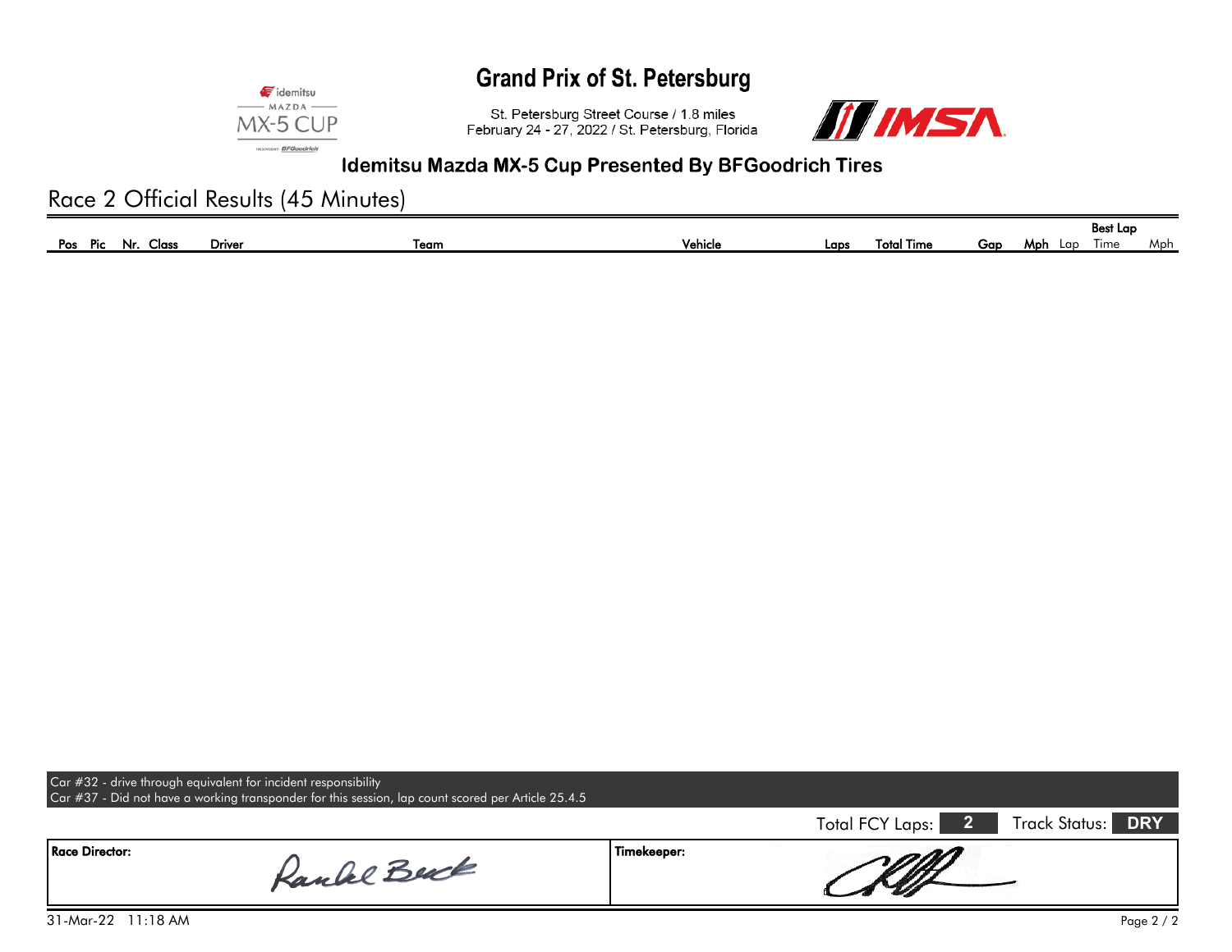# Grand Prix of St. Petersburg

St. Petersburg Street Course / 1.8 miles
February 24 - 27, 2022 / St. Petersburg, Florida

## Idemitsu Mazda MX-5 Cup Presented By BFGoodrich Tires

## Race 2 Official Results (45 Minutes)

| Pos | Pic | Nr. | Class | Driver | Team | Vehicle | Laps | Total Time | Gap | Mph | Best Lap Lap | Best Lap Time | Best Lap Mph |
|---|---|---|---|---|---|---|---|---|---|---|---|---|---|

Car #32 - drive through equivalent for incident responsibility
Car #37 - Did not have a working transponder for this session, lap count scored per Article 25.4.5

Total FCY Laps: 2 Track Status: DRY

Race Director: Randal Beck

Timekeeper:

31-Mar-22 11:18 AM